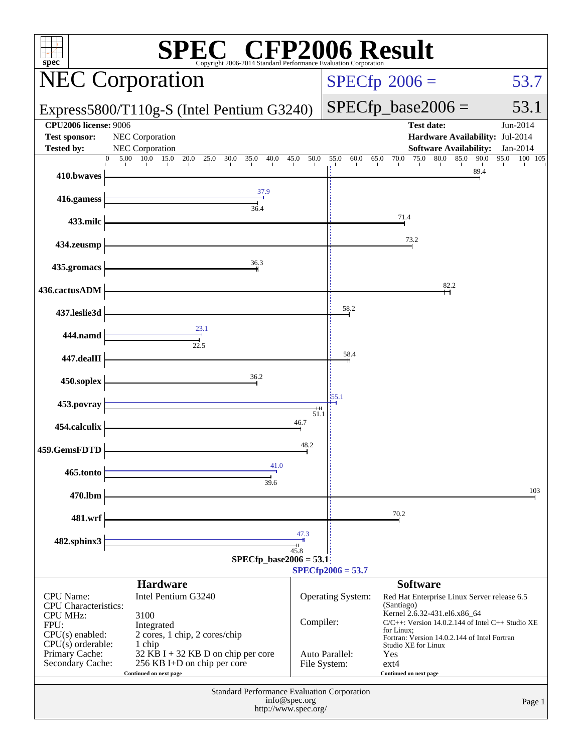# SPEC CFP2006 Result

Copyright 2006-2014 Standard Performance Evaluation Corporation

## NEC Corporation

**Express5800/T110g-S (Intel Pentium G3240)**

SPECfp 2006 = 53.7

SPECfp_base2006 = 53.1

| | | | |
|---|---|---|---|
| **CPU2006 license:** | 9006 | **Test date:** | Jun-2014 |
| **Test sponsor:** | NEC Corporation | **Hardware Availability:** | Jul-2014 |
| **Tested by:** | NEC Corporation | **Software Availability:** | Jan-2014 |

| Benchmark | Peak | Base |
|---|---|---|
| 410.bwaves | | 89.4 |
| 416.gamess | 37.9 | 36.4 |
| 433.milc | | 71.4 |
| 434.zeusmp | | 73.2 |
| 435.gromacs | | 36.3 |
| 436.cactusADM | | 82.2 |
| 437.leslie3d | | 58.2 |
| 444.namd | 23.1 | 22.5 |
| 447.dealII | | 58.4 |
| 450.soplex | | 36.2 |
| 453.povray | 55.1 | 51.1 |
| 454.calculix | | 46.7 |
| 459.GemsFDTD | | 48.2 |
| 465.tonto | 41.0 | 39.6 |
| 470.lbm | | 103 |
| 481.wrf | | 70.2 |
| 482.sphinx3 | 47.3 | 45.8 |

SPECfp_base2006 = 53.1

SPECfp2006 = 53.7

### Hardware

| | |
|---|---|
| CPU Name: | Intel Pentium G3240 |
| CPU Characteristics: | |
| CPU MHz: | 3100 |
| FPU: | Integrated |
| CPU(s) enabled: | 2 cores, 1 chip, 2 cores/chip |
| CPU(s) orderable: | 1 chip |
| Primary Cache: | 32 KB I + 32 KB D on chip per core |
| Secondary Cache: | 256 KB I+D on chip per core |

Continued on next page

### Software

| | |
|---|---|
| Operating System: | Red Hat Enterprise Linux Server release 6.5 (Santiago) Kernel 2.6.32-431.el6.x86_64 |
| Compiler: | C/C++: Version 14.0.2.144 of Intel C++ Studio XE for Linux; Fortran: Version 14.0.2.144 of Intel Fortran Studio XE for Linux |
| Auto Parallel: | Yes |
| File System: | ext4 |

Continued on next page

Standard Performance Evaluation Corporation
info@spec.org
http://www.spec.org/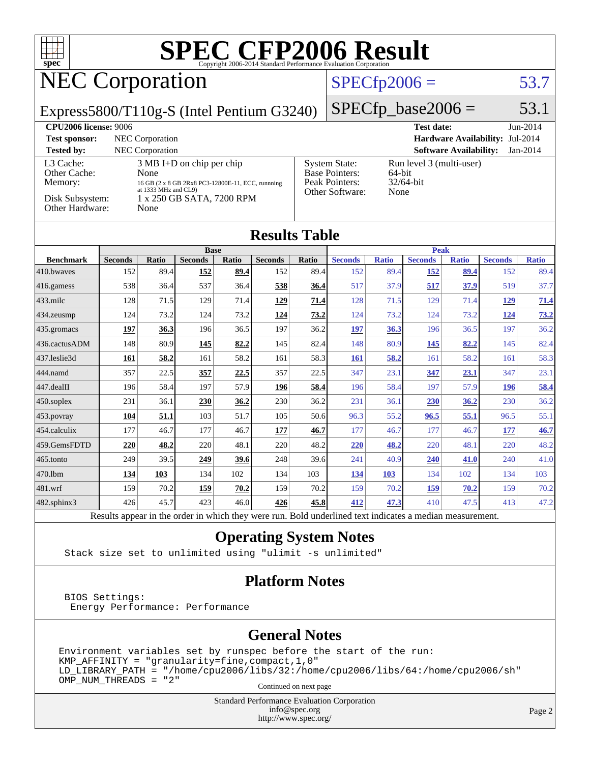# SPEC CFP2006 Result

Copyright 2006-2014 Standard Performance Evaluation Corporation

## NEC Corporation

Express5800/T110g-S (Intel Pentium G3240)

SPECfp2006 = 53.7

SPECfp_base2006 = 53.1

| | | | |
|---|---|---|---|
| **CPU2006 license:** 9006 | | **Test date:** | Jun-2014 |
| **Test sponsor:** | NEC Corporation | **Hardware Availability:** | Jul-2014 |
| **Tested by:** | NEC Corporation | **Software Availability:** | Jan-2014 |

| | | | |
|---|---|---|---|
| L3 Cache: | 3 MB I+D on chip per chip | System State: | Run level 3 (multi-user) |
| Other Cache: | None | Base Pointers: | 64-bit |
| Memory: | 16 GB (2 x 8 GB 2Rx8 PC3-12800E-11, ECC, runnning at 1333 MHz and CL9) | Peak Pointers: | 32/64-bit |
| Disk Subsystem: | 1 x 250 GB SATA, 7200 RPM | Other Software: | None |
| Other Hardware: | None | | |

## Results Table

| Benchmark | Base | | | | | | Peak | | | | | |
|---|---|---|---|---|---|---|---|---|---|---|---|---|
| | Seconds | Ratio | Seconds | Ratio | Seconds | Ratio | Seconds | Ratio | Seconds | Ratio | Seconds | Ratio |
| 410.bwaves | 152 | 89.4 | **152** | **89.4** | 152 | 89.4 | 152 | 89.4 | **152** | **89.4** | 152 | 89.4 |
| 416.gamess | 538 | 36.4 | 537 | 36.4 | **538** | **36.4** | 517 | 37.9 | **517** | **37.9** | 519 | 37.7 |
| 433.milc | 128 | 71.5 | 129 | 71.4 | **129** | **71.4** | 128 | 71.5 | 129 | 71.4 | **129** | **71.4** |
| 434.zeusmp | 124 | 73.2 | 124 | 73.2 | **124** | **73.2** | 124 | 73.2 | 124 | 73.2 | **124** | **73.2** |
| 435.gromacs | **197** | **36.3** | 196 | 36.5 | 197 | 36.2 | **197** | **36.3** | 196 | 36.5 | 197 | 36.2 |
| 436.cactusADM | 148 | 80.9 | **145** | **82.2** | 145 | 82.4 | 148 | 80.9 | **145** | **82.2** | 145 | 82.4 |
| 437.leslie3d | **161** | **58.2** | 161 | 58.2 | 161 | 58.3 | **161** | **58.2** | 161 | 58.2 | 161 | 58.3 |
| 444.namd | 357 | 22.5 | **357** | **22.5** | 357 | 22.5 | 347 | 23.1 | **347** | **23.1** | 347 | 23.1 |
| 447.dealII | 196 | 58.4 | 197 | 57.9 | **196** | **58.4** | 196 | 58.4 | 197 | 57.9 | **196** | **58.4** |
| 450.soplex | 231 | 36.1 | **230** | **36.2** | 230 | 36.2 | 231 | 36.1 | **230** | **36.2** | 230 | 36.2 |
| 453.povray | **104** | **51.1** | 103 | 51.7 | 105 | 50.6 | 96.3 | 55.2 | **96.5** | **55.1** | 96.5 | 55.1 |
| 454.calculix | 177 | 46.7 | 177 | 46.7 | **177** | **46.7** | 177 | 46.7 | 177 | 46.7 | **177** | **46.7** |
| 459.GemsFDTD | **220** | **48.2** | 220 | 48.1 | 220 | 48.2 | **220** | **48.2** | 220 | 48.1 | 220 | 48.2 |
| 465.tonto | 249 | 39.5 | **249** | **39.6** | 248 | 39.6 | 241 | 40.9 | **240** | **41.0** | 240 | 41.0 |
| 470.lbm | **134** | **103** | 134 | 102 | 134 | 103 | **134** | **103** | 134 | 102 | 134 | 103 |
| 481.wrf | 159 | 70.2 | **159** | **70.2** | 159 | 70.2 | 159 | 70.2 | **159** | **70.2** | 159 | 70.2 |
| 482.sphinx3 | 426 | 45.7 | 423 | 46.0 | **426** | **45.8** | **412** | **47.3** | 410 | 47.5 | 413 | 47.2 |

Results appear in the order in which they were run. Bold underlined text indicates a median measurement.

## Operating System Notes

```
Stack size set to unlimited using "ulimit -s unlimited"
```

## Platform Notes

```
BIOS Settings:
 Energy Performance: Performance
```

## General Notes

```
Environment variables set by runspec before the start of the run:
KMP_AFFINITY = "granularity=fine,compact,1,0"
LD_LIBRARY_PATH = "/home/cpu2006/libs/32:/home/cpu2006/libs/64:/home/cpu2006/sh"
OMP_NUM_THREADS = "2"
```

Continued on next page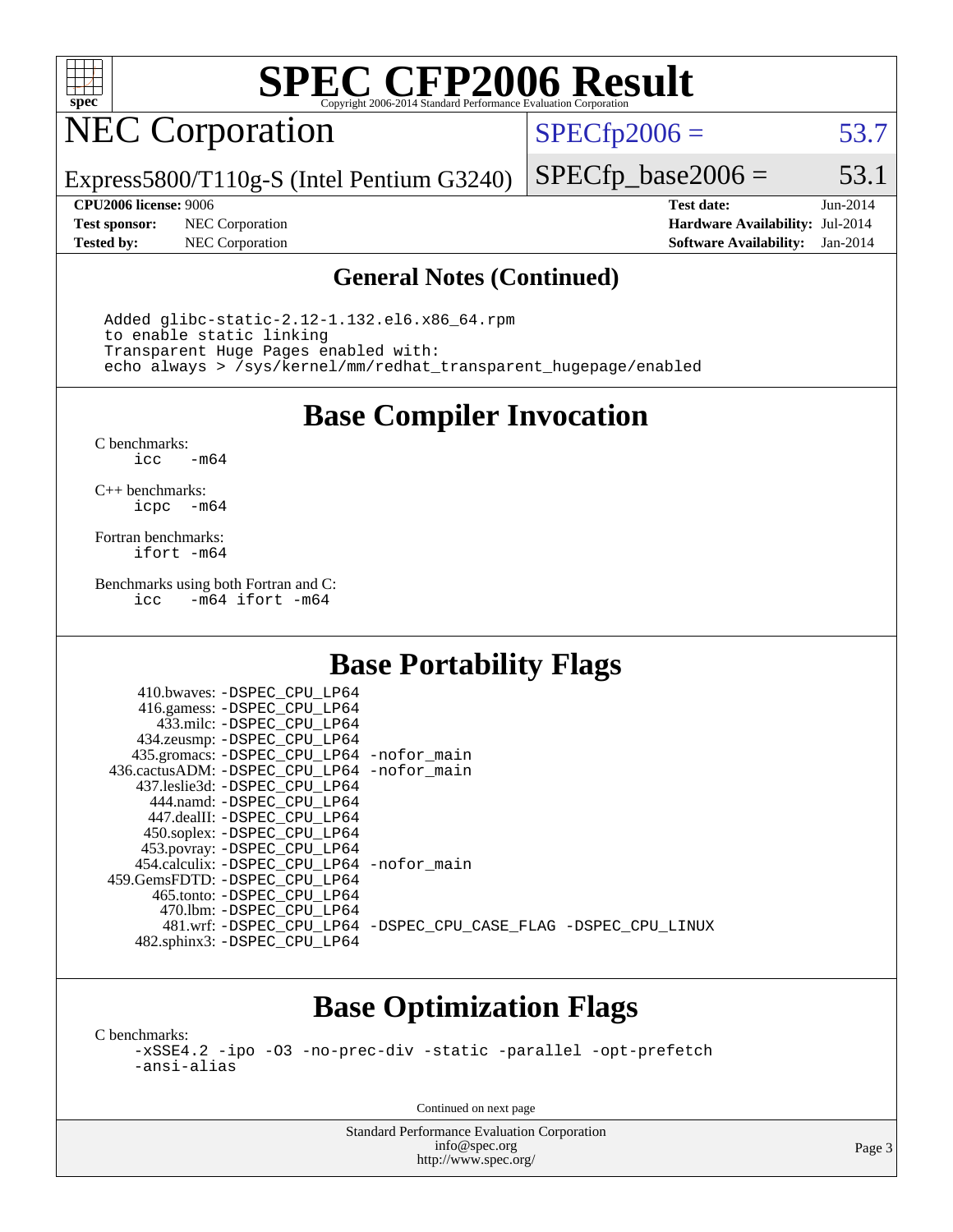# SPEC CFP2006 Result

Copyright 2006-2014 Standard Performance Evaluation Corporation

## NEC Corporation

Express5800/T110g-S (Intel Pentium G3240)

SPECfp2006 = 53.7

SPECfp_base2006 = 53.1

| | | | |
|---|---|---|---|
| **CPU2006 license:** 9006 | | **Test date:** | Jun-2014 |
| **Test sponsor:** | NEC Corporation | **Hardware Availability:** | Jul-2014 |
| **Tested by:** | NEC Corporation | **Software Availability:** | Jan-2014 |

### General Notes (Continued)

```
Added glibc-static-2.12-1.132.el6.x86_64.rpm
to enable static linking
Transparent Huge Pages enabled with:
echo always > /sys/kernel/mm/redhat_transparent_hugepage/enabled
```

## Base Compiler Invocation

C benchmarks:
```
icc   -m64
```

C++ benchmarks:
```
icpc  -m64
```

Fortran benchmarks:
```
ifort -m64
```

Benchmarks using both Fortran and C:
```
icc   -m64 ifort -m64
```

## Base Portability Flags

```
     410.bwaves: -DSPEC_CPU_LP64
     416.gamess: -DSPEC_CPU_LP64
       433.milc: -DSPEC_CPU_LP64
     434.zeusmp: -DSPEC_CPU_LP64
    435.gromacs: -DSPEC_CPU_LP64 -nofor_main
 436.cactusADM: -DSPEC_CPU_LP64 -nofor_main
    437.leslie3d: -DSPEC_CPU_LP64
      444.namd: -DSPEC_CPU_LP64
    447.dealII: -DSPEC_CPU_LP64
    450.soplex: -DSPEC_CPU_LP64
    453.povray: -DSPEC_CPU_LP64
   454.calculix: -DSPEC_CPU_LP64 -nofor_main
 459.GemsFDTD: -DSPEC_CPU_LP64
     465.tonto: -DSPEC_CPU_LP64
       470.lbm: -DSPEC_CPU_LP64
       481.wrf: -DSPEC_CPU_LP64 -DSPEC_CPU_CASE_FLAG -DSPEC_CPU_LINUX
   482.sphinx3: -DSPEC_CPU_LP64
```

## Base Optimization Flags

C benchmarks:
```
-xSSE4.2 -ipo -O3 -no-prec-div -static -parallel -opt-prefetch
-ansi-alias
```

Continued on next page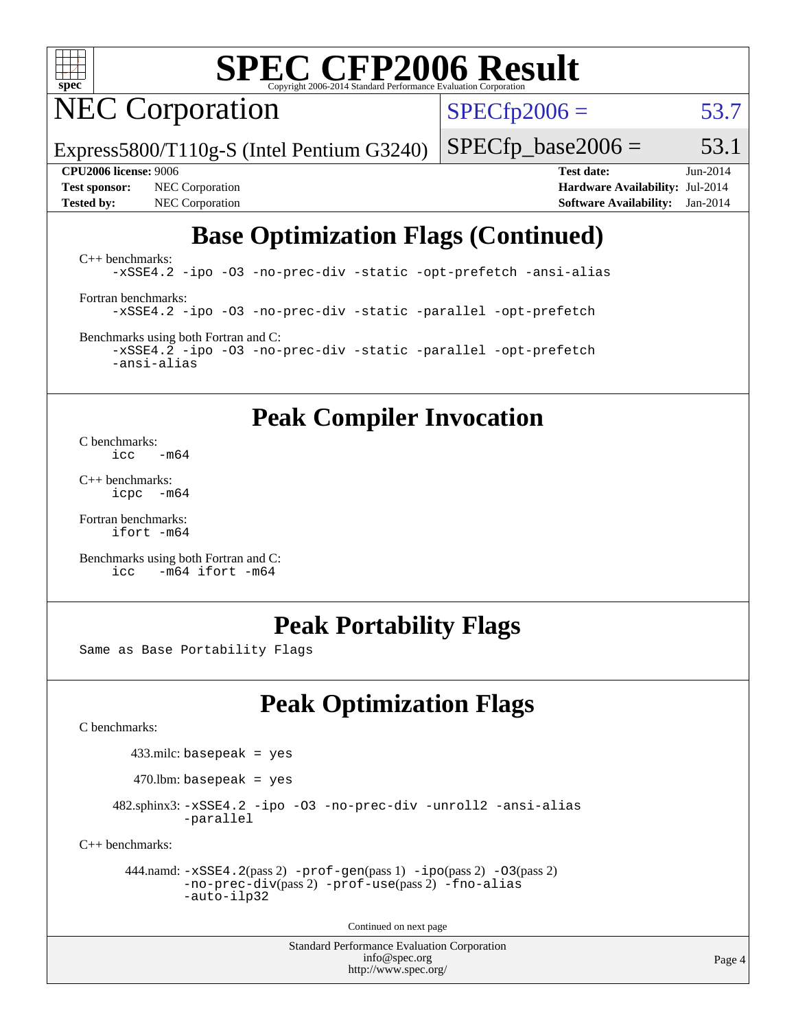# SPEC CFP2006 Result

Copyright 2006-2014 Standard Performance Evaluation Corporation

## NEC Corporation

Express5800/T110g-S (Intel Pentium G3240)

SPECfp2006 = 53.7

SPECfp_base2006 = 53.1

**CPU2006 license:** 9006
**Test sponsor:** NEC Corporation
**Tested by:** NEC Corporation

**Test date:** Jun-2014
**Hardware Availability:** Jul-2014
**Software Availability:** Jan-2014

## Base Optimization Flags (Continued)

C++ benchmarks:
```
-xSSE4.2 -ipo -O3 -no-prec-div -static -opt-prefetch -ansi-alias
```

Fortran benchmarks:
```
-xSSE4.2 -ipo -O3 -no-prec-div -static -parallel -opt-prefetch
```

Benchmarks using both Fortran and C:
```
-xSSE4.2 -ipo -O3 -no-prec-div -static -parallel -opt-prefetch
-ansi-alias
```

## Peak Compiler Invocation

C benchmarks:
```
icc   -m64
```

C++ benchmarks:
```
icpc  -m64
```

Fortran benchmarks:
```
ifort -m64
```

Benchmarks using both Fortran and C:
```
icc   -m64 ifort -m64
```

## Peak Portability Flags

Same as Base Portability Flags

## Peak Optimization Flags

C benchmarks:

433.milc: `basepeak = yes`

470.lbm: `basepeak = yes`

482.sphinx3: `-xSSE4.2 -ipo -O3 -no-prec-div -unroll2 -ansi-alias -parallel`

C++ benchmarks:

444.namd: `-xSSE4.2`(pass 2) `-prof-gen`(pass 1) `-ipo`(pass 2) `-O3`(pass 2) `-no-prec-div`(pass 2) `-prof-use`(pass 2) `-fno-alias -auto-ilp32`

Continued on next page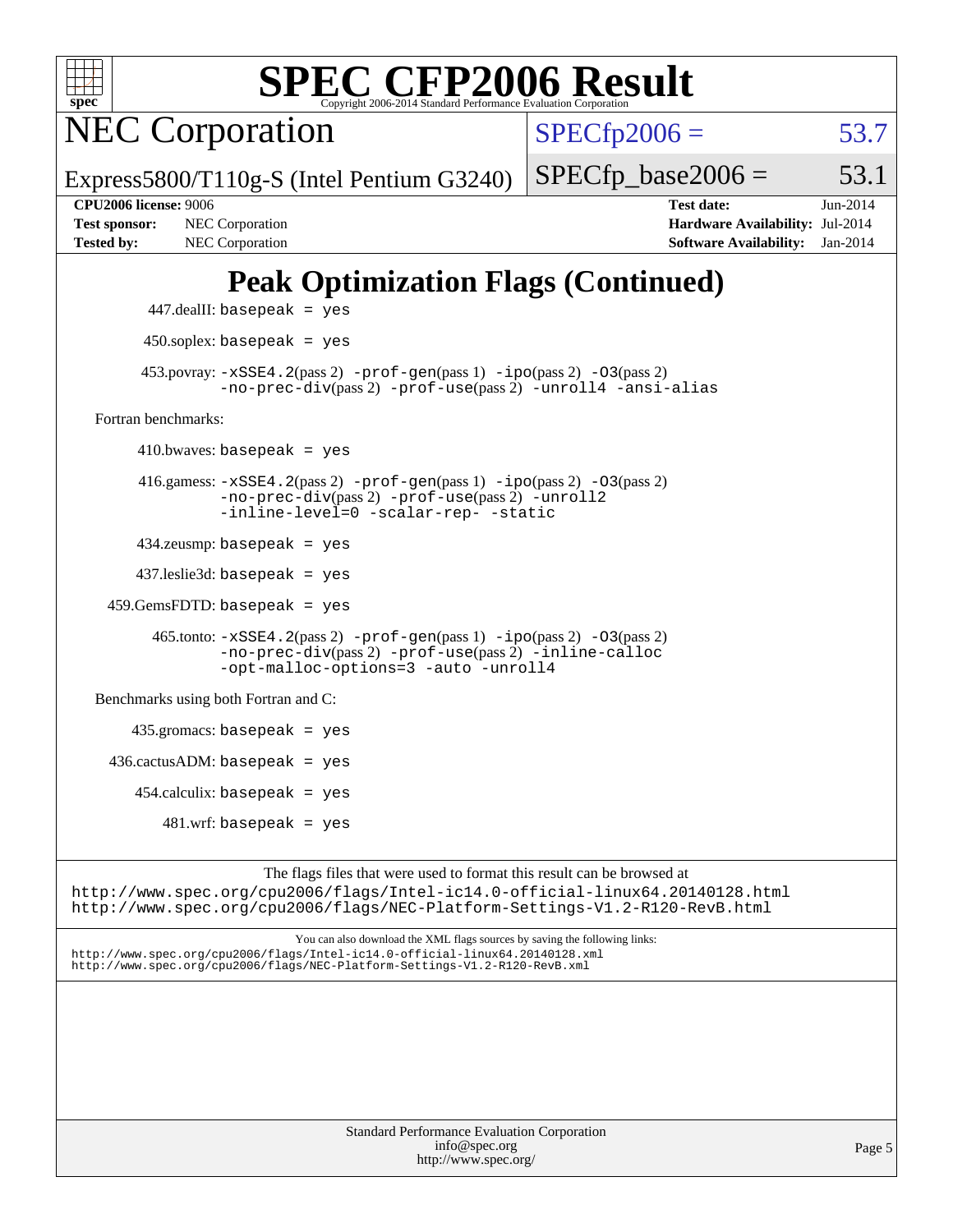# Peak Optimization Flags (Continued)

447.dealII: basepeak = yes

450.soplex: basepeak = yes

453.povray: -xSSE4.2(pass 2) -prof-gen(pass 1) -ipo(pass 2) -O3(pass 2) -no-prec-div(pass 2) -prof-use(pass 2) -unroll4 -ansi-alias

Fortran benchmarks:

410.bwaves: basepeak = yes

416.gamess: -xSSE4.2(pass 2) -prof-gen(pass 1) -ipo(pass 2) -O3(pass 2) -no-prec-div(pass 2) -prof-use(pass 2) -unroll2 -inline-level=0 -scalar-rep- -static

434.zeusmp: basepeak = yes

437.leslie3d: basepeak = yes

459.GemsFDTD: basepeak = yes

465.tonto: -xSSE4.2(pass 2) -prof-gen(pass 1) -ipo(pass 2) -O3(pass 2) -no-prec-div(pass 2) -prof-use(pass 2) -inline-calloc -opt-malloc-options=3 -auto -unroll4

Benchmarks using both Fortran and C:

435.gromacs: basepeak = yes

436.cactusADM: basepeak = yes

454.calculix: basepeak = yes

481.wrf: basepeak = yes

The flags files that were used to format this result can be browsed at
http://www.spec.org/cpu2006/flags/Intel-ic14.0-official-linux64.20140128.html
http://www.spec.org/cpu2006/flags/NEC-Platform-Settings-V1.2-R120-RevB.html

You can also download the XML flags sources by saving the following links:
http://www.spec.org/cpu2006/flags/Intel-ic14.0-official-linux64.20140128.xml
http://www.spec.org/cpu2006/flags/NEC-Platform-Settings-V1.2-R120-RevB.xml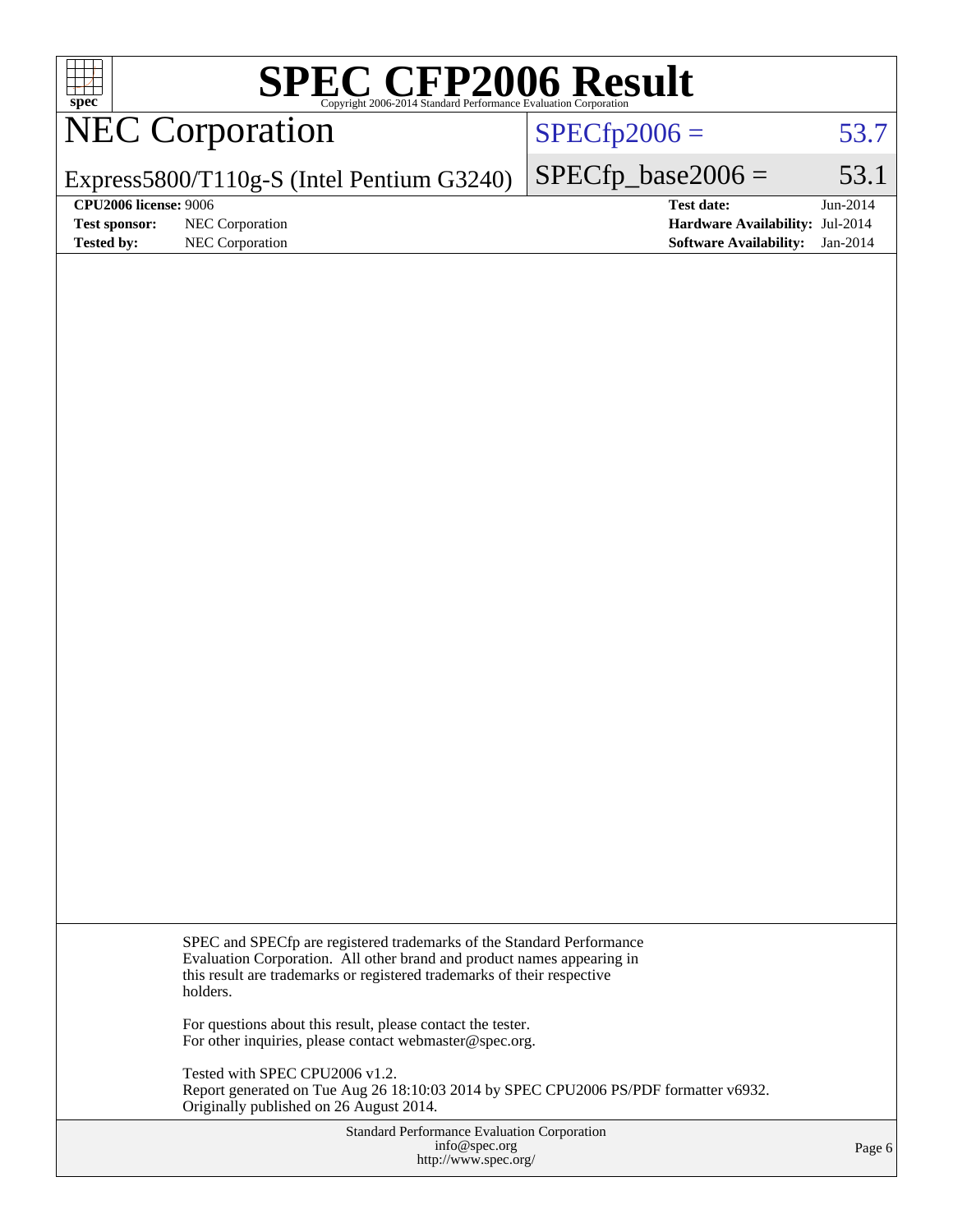SPEC and SPECfp are registered trademarks of the Standard Performance Evaluation Corporation. All other brand and product names appearing in this result are trademarks or registered trademarks of their respective holders.

For questions about this result, please contact the tester.
For other inquiries, please contact webmaster@spec.org.

Tested with SPEC CPU2006 v1.2.
Report generated on Tue Aug 26 18:10:03 2014 by SPEC CPU2006 PS/PDF formatter v6932.
Originally published on 26 August 2014.